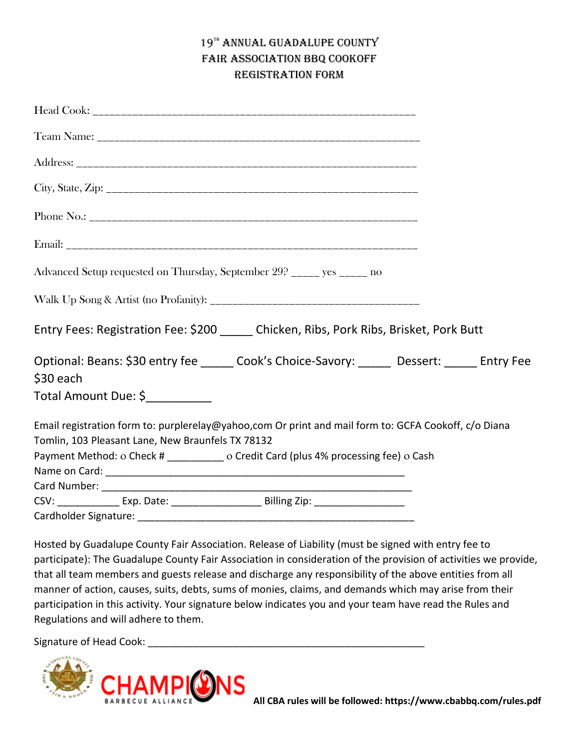# 19[TH] ANNUAL GUADALUPE COUNTY FAIR ASSOCIATION BBQ COOKOFF REGISTRATION FORM

Head Cook: ___________________________________________________________

Team Name: ___________________________________________________________

Address: ______________________________________________________________

City, State, Zip: ______________________________________________________

Phone No.: ____________________________________________________________

Email: _______________________________________________________________

Advanced Setup requested on Thursday, September 29? _____ yes _____ no

Walk Up Song & Artist (no Profanity): _____________________________________

Entry Fees: Registration Fee: $200 _____ Chicken, Ribs, Pork Ribs, Brisket, Pork Butt

Optional: Beans: $30 entry fee _____ Cook's Choice-Savory: _____ Dessert: _____ Entry Fee $30 each

Total Amount Due: $__________

Email registration form to: purplerelay@yahoo,com Or print and mail form to: GCFA Cookoff, c/o Diana Tomlin, 103 Pleasant Lane, New Braunfels TX 78132

Payment Method: o Check # __________ o Credit Card (plus 4% processing fee) o Cash

Name on Card: _____________________________________________________

Card Number: ______________________________________________________

CSV: ___________ Exp. Date: ________________ Billing Zip: ________________

Cardholder Signature: _______________________________________________

Hosted by Guadalupe County Fair Association. Release of Liability (must be signed with entry fee to participate): The Guadalupe County Fair Association in consideration of the provision of activities we provide, that all team members and guests release and discharge any responsibility of the above entities from all manner of action, causes, suits, debts, sums of monies, claims, and demands which may arise from their participation in this activity. Your signature below indicates you and your team have read the Rules and Regulations and will adhere to them.

Signature of Head Cook: _____________________________________________________

**All CBA rules will be followed: https://www.cbabbq.com/rules.pdf**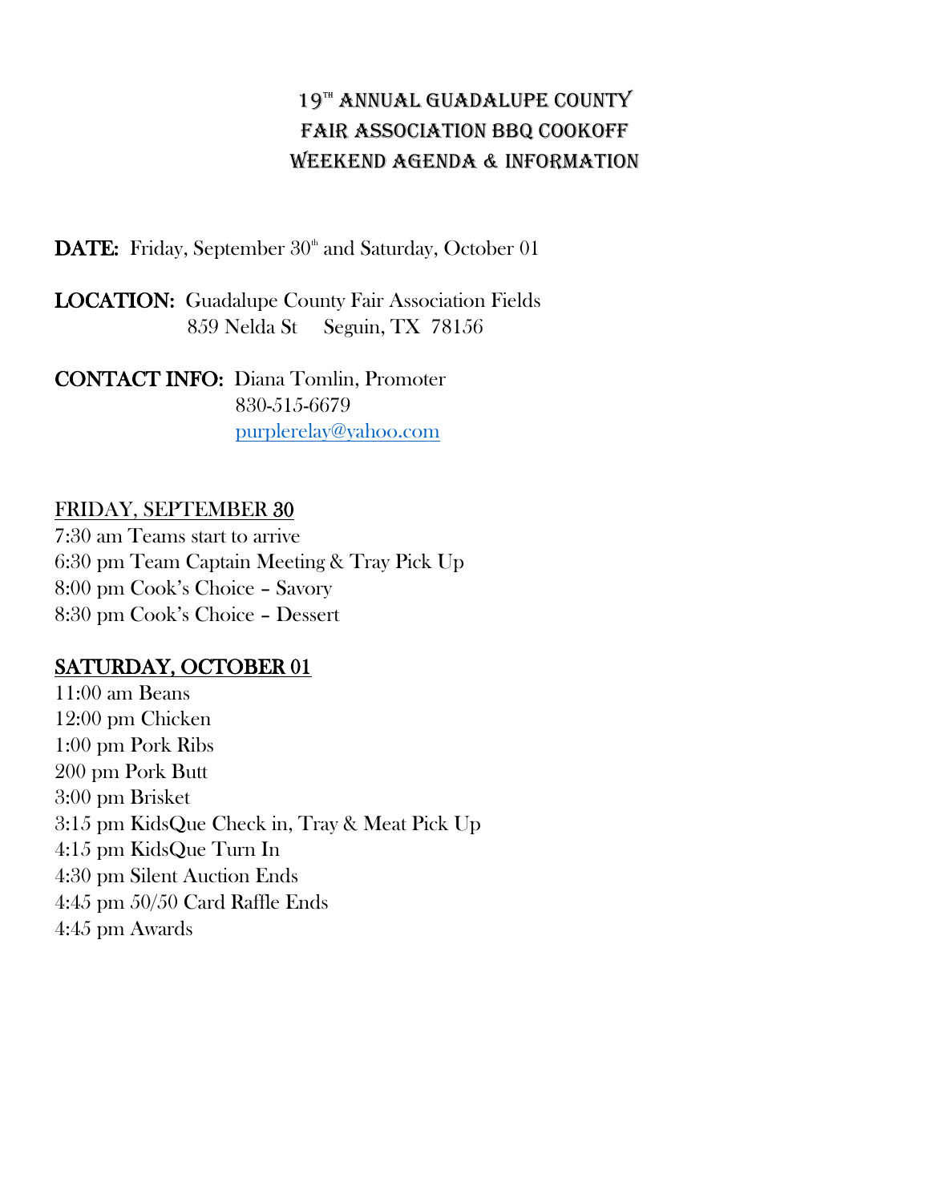# 19[th] Annual Guadalupe County Fair Association BBQ Cookoff Weekend Agenda & Information

**DATE:** Friday, September 30[th] and Saturday, October 01

**LOCATION:** Guadalupe County Fair Association Fields
859 Nelda St Seguin, TX 78156

**CONTACT INFO:** Diana Tomlin, Promoter
830-515-6679
purplerelay@yahoo.com

## FRIDAY, SEPTEMBER 30

7:30 am Teams start to arrive
6:30 pm Team Captain Meeting & Tray Pick Up
8:00 pm Cook's Choice – Savory
8:30 pm Cook's Choice – Dessert

## SATURDAY, OCTOBER 01

11:00 am Beans
12:00 pm Chicken
1:00 pm Pork Ribs
200 pm Pork Butt
3:00 pm Brisket
3:15 pm KidsQue Check in, Tray & Meat Pick Up
4:15 pm KidsQue Turn In
4:30 pm Silent Auction Ends
4:45 pm 50/50 Card Raffle Ends
4:45 pm Awards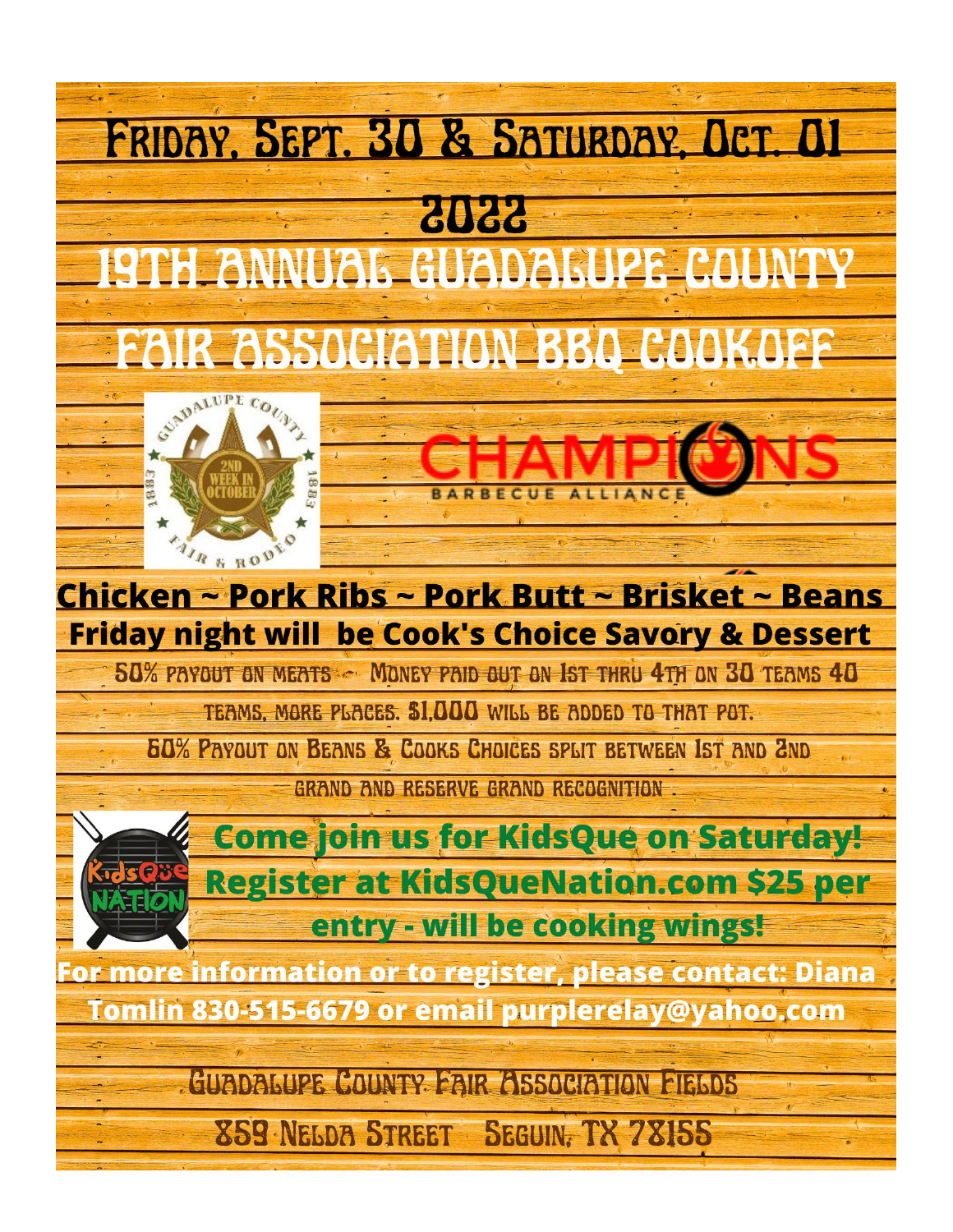# Friday, Sept. 30 & Saturday, Oct. 01 2022

# 19th Annual Guadalupe County Fair Association BBQ Cookoff

**Chicken ~ Pork Ribs ~ Pork Butt ~ Brisket ~ Beans**

**Friday night will be Cook's Choice Savory & Dessert**

50% payout on meats - Money paid out on 1st thru 4th on 30 teams 40 teams, more places. $1,000 will be added to that pot.

60% Payout on Beans & Cooks Choices split between 1st and 2nd

Grand and Reserve Grand recognition

**Come join us for KidsQue on Saturday! Register at KidsQueNation.com $25 per entry - will be cooking wings!**

**For more information or to register, please contact: Diana Tomlin 830-515-6679 or email purplerelay@yahoo.com**

Guadalupe County Fair Association Fields

859 Nelda Street Seguin, TX 78155